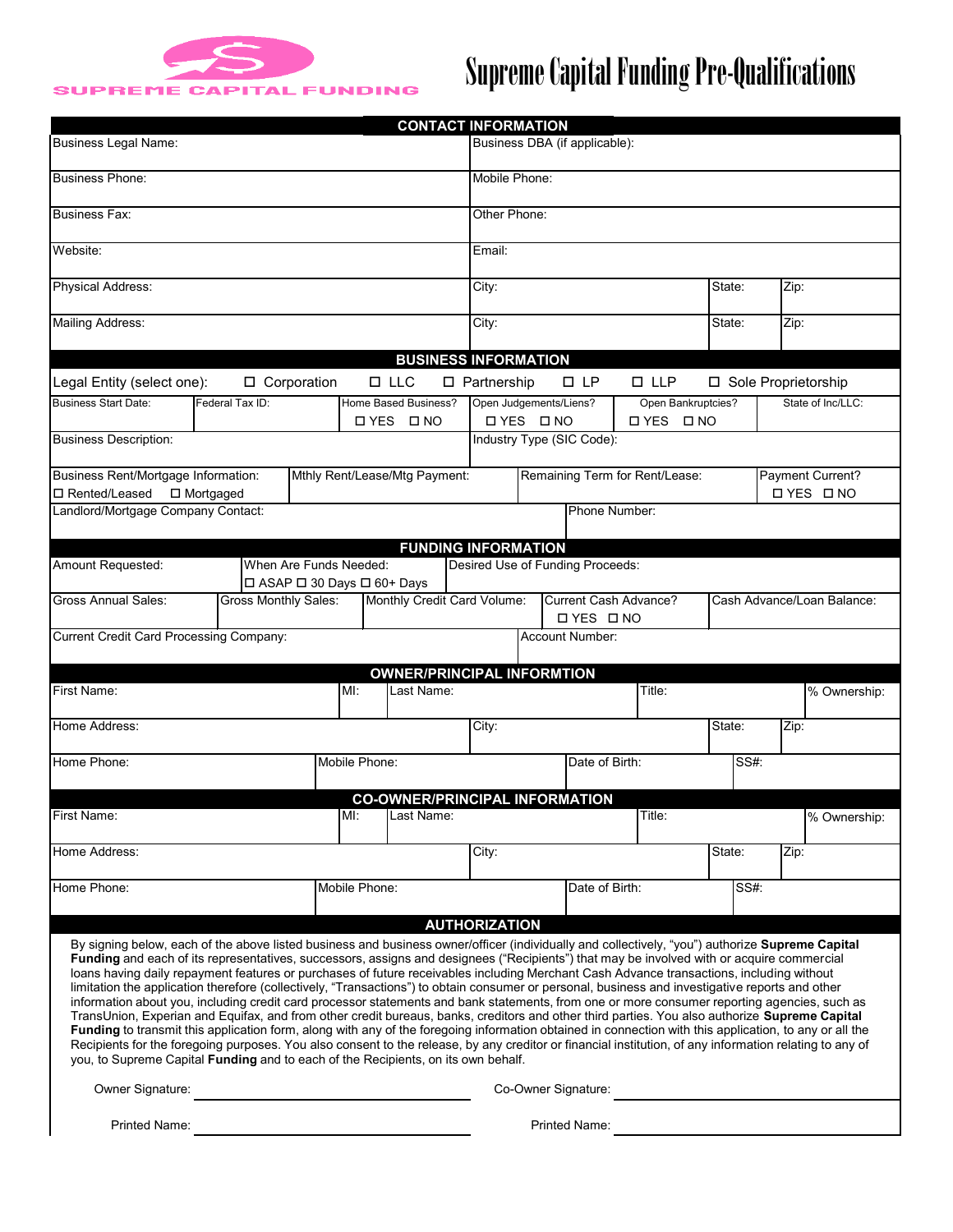SUPREME CAPITAL FUNDING

# Supreme Capital Funding Pre-Qualifications

## CONTACT INFORMATION

| | | | |
|---|---|---|---|
| Business Legal Name: | Business DBA (if applicable): | | |
| Business Phone: | Mobile Phone: | | |
| Business Fax: | Other Phone: | | |
| Website: | Email: | | |
| Physical Address: | City: | State: | Zip: |
| Mailing Address: | City: | State: | Zip: |

## BUSINESS INFORMATION

Legal Entity (select one): ☐ Corporation ☐ LLC ☐ Partnership ☐ LP ☐ LLP ☐ Sole Proprietorship

| Business Start Date: | Federal Tax ID: | Home Based Business? ☐ YES ☐ NO | Open Judgements/Liens? ☐ YES ☐ NO | Open Bankruptcies? ☐ YES ☐ NO | State of Inc/LLC: |
|---|---|---|---|---|---|

| | |
|---|---|
| Business Description: | Industry Type (SIC Code): |

| Business Rent/Mortgage Information: ☐ Rented/Leased ☐ Mortgaged | Mthly Rent/Lease/Mtg Payment: | Remaining Term for Rent/Lease: | Payment Current? ☐ YES ☐ NO |
|---|---|---|---|

| | |
|---|---|
| Landlord/Mortgage Company Contact: | Phone Number: |

## FUNDING INFORMATION

| Amount Requested: | When Are Funds Needed: ☐ ASAP ☐ 30 Days ☐ 60+ Days | Desired Use of Funding Proceeds: |
|---|---|---|

| Gross Annual Sales: | Gross Monthly Sales: | Monthly Credit Card Volume: | Current Cash Advance? ☐ YES ☐ NO | Cash Advance/Loan Balance: |
|---|---|---|---|---|

| | |
|---|---|
| Current Credit Card Processing Company: | Account Number: |

## OWNER/PRINCIPAL INFORMTION

| First Name: | MI: | Last Name: | Title: | % Ownership: |
|---|---|---|---|---|

| Home Address: | City: | State: | Zip: |
|---|---|---|---|

| Home Phone: | Mobile Phone: | Date of Birth: | SS#: |
|---|---|---|---|

## CO-OWNER/PRINCIPAL INFORMATION

| First Name: | MI: | Last Name: | Title: | % Ownership: |
|---|---|---|---|---|

| Home Address: | City: | State: | Zip: |
|---|---|---|---|

| Home Phone: | Mobile Phone: | Date of Birth: | SS#: |
|---|---|---|---|

## AUTHORIZATION

By signing below, each of the above listed business and business owner/officer (individually and collectively, "you") authorize **Supreme Capital Funding** and each of its representatives, successors, assigns and designees ("Recipients") that may be involved with or acquire commercial loans having daily repayment features or purchases of future receivables including Merchant Cash Advance transactions, including without limitation the application therefore (collectively, "Transactions") to obtain consumer or personal, business and investigative reports and other information about you, including credit card processor statements and bank statements, from one or more consumer reporting agencies, such as TransUnion, Experian and Equifax, and from other credit bureaus, banks, creditors and other third parties. You also authorize **Supreme Capital Funding** to transmit this application form, along with any of the foregoing information obtained in connection with this application, to any or all the Recipients for the foregoing purposes. You also consent to the release, by any creditor or financial institution, of any information relating to any of you, to Supreme Capital **Funding** and to each of the Recipients, on its own behalf.

Owner Signature: ____________________ Co-Owner Signature: ____________________

Printed Name: ____________________ Printed Name: ____________________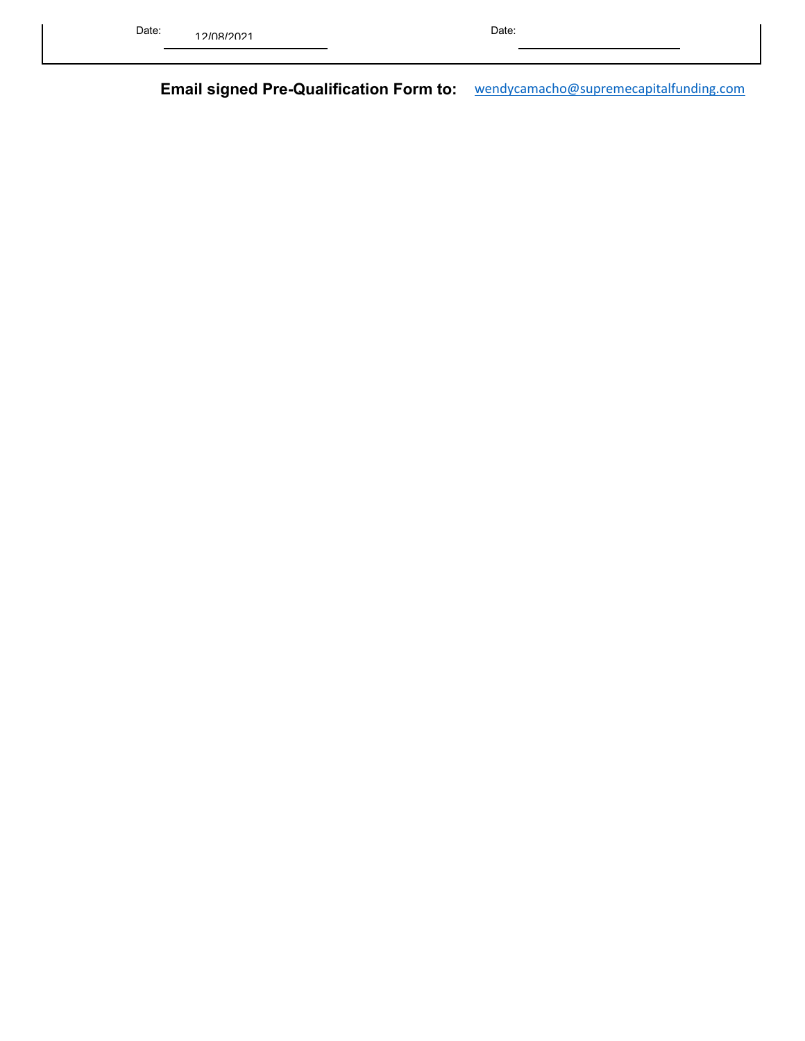| | |
|---|---|
| Date: 12/08/2021 | Date: |

**Email signed Pre-Qualification Form to:** wendycamacho@supremecapitalfunding.com